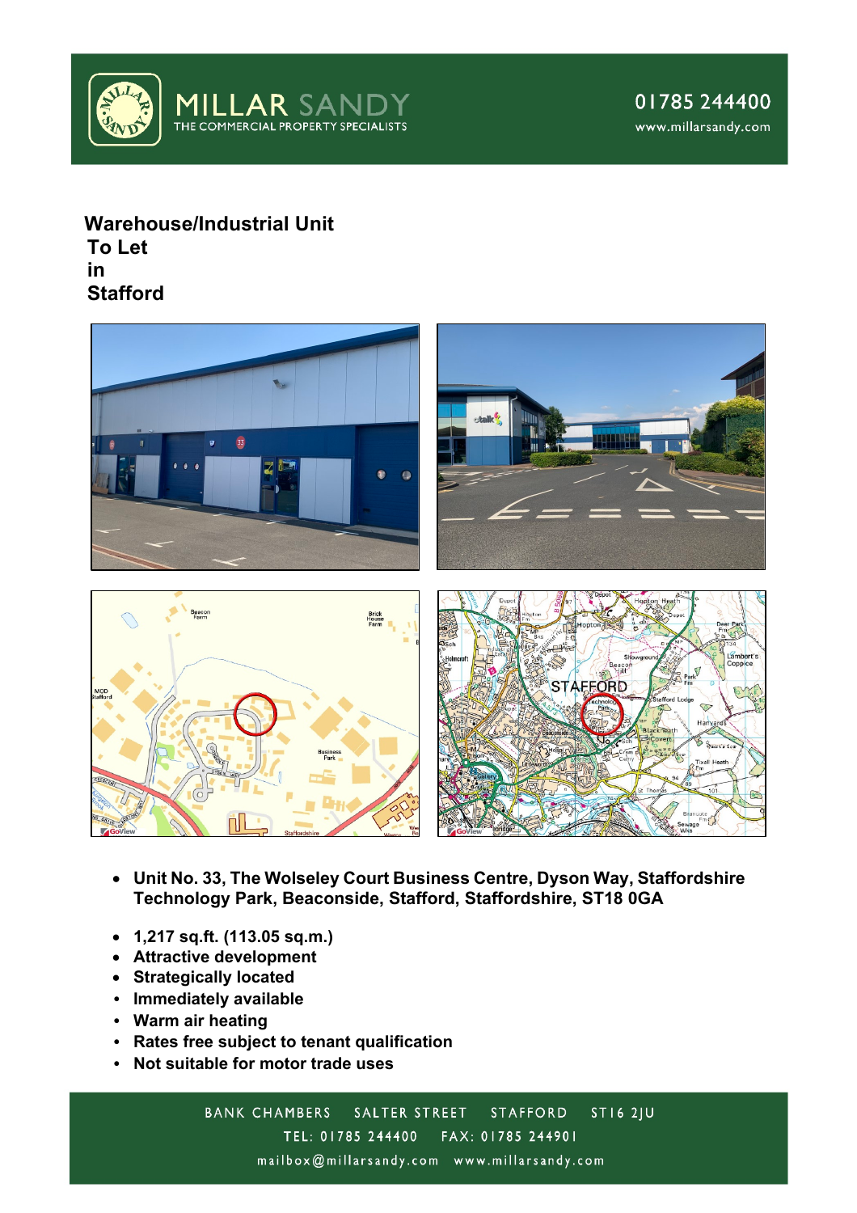MILLAR SANDY
THE COMMERCIAL PROPERTY SPECIALISTS

01785 244400
www.millarsandy.com

# Warehouse/Industrial Unit To Let in Stafford

- **Unit No. 33, The Wolseley Court Business Centre, Dyson Way, Staffordshire Technology Park, Beaconside, Stafford, Staffordshire, ST18 0GA**

- **1,217 sq.ft. (113.05 sq.m.)**
- **Attractive development**
- **Strategically located**
- **Immediately available**
- **Warm air heating**
- **Rates free subject to tenant qualification**
- **Not suitable for motor trade uses**

BANK CHAMBERS SALTER STREET STAFFORD ST16 2JU
TEL: 01785 244400 FAX: 01785 244901
mailbox@millarsandy.com www.millarsandy.com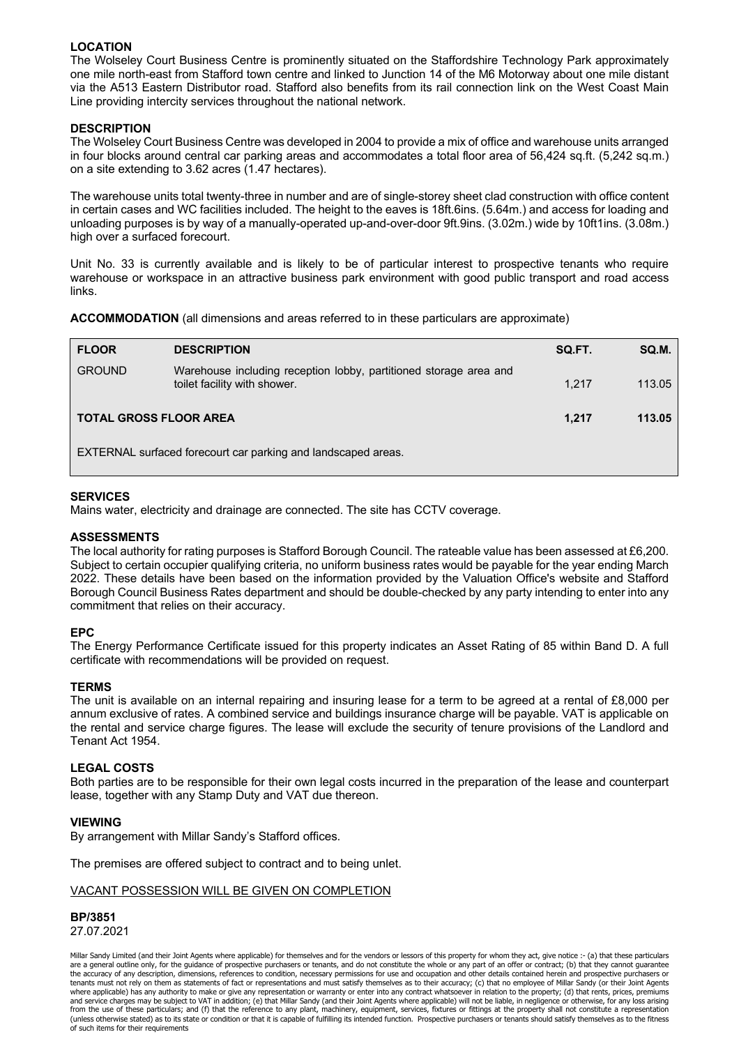**LOCATION**

The Wolseley Court Business Centre is prominently situated on the Staffordshire Technology Park approximately one mile north-east from Stafford town centre and linked to Junction 14 of the M6 Motorway about one mile distant via the A513 Eastern Distributor road. Stafford also benefits from its rail connection link on the West Coast Main Line providing intercity services throughout the national network.

**DESCRIPTION**

The Wolseley Court Business Centre was developed in 2004 to provide a mix of office and warehouse units arranged in four blocks around central car parking areas and accommodates a total floor area of 56,424 sq.ft. (5,242 sq.m.) on a site extending to 3.62 acres (1.47 hectares).

The warehouse units total twenty-three in number and are of single-storey sheet clad construction with office content in certain cases and WC facilities included. The height to the eaves is 18ft.6ins. (5.64m.) and access for loading and unloading purposes is by way of a manually-operated up-and-over-door 9ft.9ins. (3.02m.) wide by 10ft1ins. (3.08m.) high over a surfaced forecourt.

Unit No. 33 is currently available and is likely to be of particular interest to prospective tenants who require warehouse or workspace in an attractive business park environment with good public transport and road access links.

**ACCOMMODATION** (all dimensions and areas referred to in these particulars are approximate)

| FLOOR | DESCRIPTION | SQ.FT. | SQ.M. |
|---|---|---|---|
| GROUND | Warehouse including reception lobby, partitioned storage area and toilet facility with shower. | 1,217 | 113.05 |
| **TOTAL GROSS FLOOR AREA** | | **1,217** | **113.05** |
| EXTERNAL surfaced forecourt car parking and landscaped areas. | | | |

**SERVICES**

Mains water, electricity and drainage are connected. The site has CCTV coverage.

**ASSESSMENTS**

The local authority for rating purposes is Stafford Borough Council. The rateable value has been assessed at £6,200. Subject to certain occupier qualifying criteria, no uniform business rates would be payable for the year ending March 2022. These details have been based on the information provided by the Valuation Office's website and Stafford Borough Council Business Rates department and should be double-checked by any party intending to enter into any commitment that relies on their accuracy.

**EPC**

The Energy Performance Certificate issued for this property indicates an Asset Rating of 85 within Band D. A full certificate with recommendations will be provided on request.

**TERMS**

The unit is available on an internal repairing and insuring lease for a term to be agreed at a rental of £8,000 per annum exclusive of rates. A combined service and buildings insurance charge will be payable. VAT is applicable on the rental and service charge figures. The lease will exclude the security of tenure provisions of the Landlord and Tenant Act 1954.

**LEGAL COSTS**

Both parties are to be responsible for their own legal costs incurred in the preparation of the lease and counterpart lease, together with any Stamp Duty and VAT due thereon.

**VIEWING**

By arrangement with Millar Sandy's Stafford offices.

The premises are offered subject to contract and to being unlet.

VACANT POSSESSION WILL BE GIVEN ON COMPLETION

**BP/3851**
27.07.2021

Millar Sandy Limited (and their Joint Agents where applicable) for themselves and for the vendors or lessors of this property for whom they act, give notice :- (a) that these particulars are a general outline only, for the guidance of prospective purchasers or tenants, and do not constitute the whole or any part of an offer or contract; (b) that they cannot guarantee the accuracy of any description, dimensions, references to condition, necessary permissions for use and occupation and other details contained herein and prospective purchasers or tenants must not rely on them as statements of fact or representations and must satisfy themselves as to their accuracy; (c) that no employee of Millar Sandy (or their Joint Agents where applicable) has any authority to make or give any representation or warranty or enter into any contract whatsoever in relation to the property; (d) that rents, prices, premiums and service charges may be subject to VAT in addition; (e) that Millar Sandy (and their Joint Agents where applicable) will not be liable, in negligence or otherwise, for any loss arising from the use of these particulars; and (f) that the reference to any plant, machinery, equipment, services, fixtures or fittings at the property shall not constitute a representation (unless otherwise stated) as to its state or condition or that it is capable of fulfilling its intended function. Prospective purchasers or tenants should satisfy themselves as to the fitness of such items for their requirements